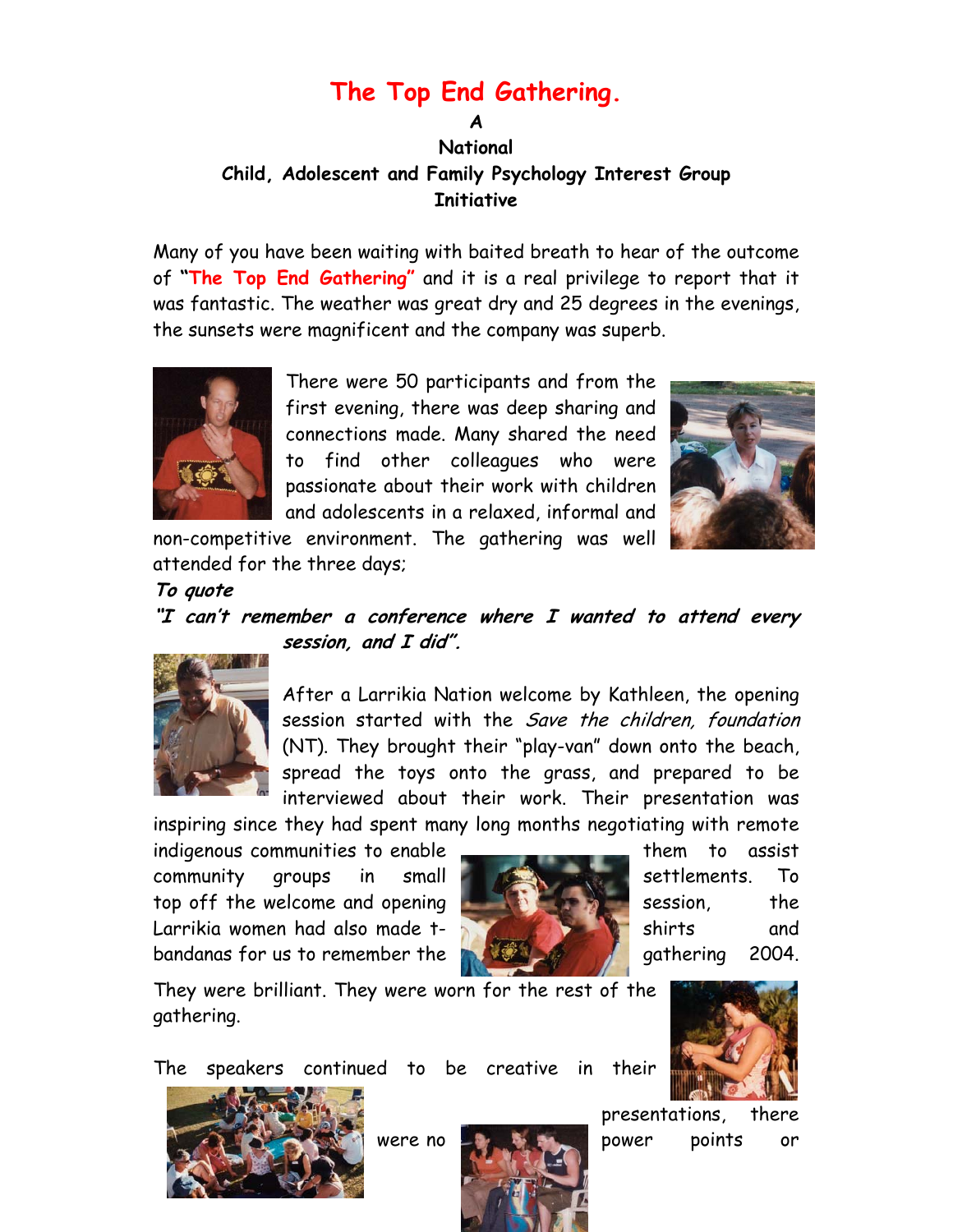# The Top End Gathering.

**A**

**National**

**Child, Adolescent and Family Psychology Interest Group**

**Initiative**

Many of you have been waiting with baited breath to hear of the outcome of **"The Top End Gathering"** and it is a real privilege to report that it was fantastic. The weather was great dry and 25 degrees in the evenings, the sunsets were magnificent and the company was superb.

There were 50 participants and from the first evening, there was deep sharing and connections made. Many shared the need to find other colleagues who were passionate about their work with children and adolescents in a relaxed, informal and non-competitive environment. The gathering was well attended for the three days;

***To quote***

***"I can't remember a conference where I wanted to attend every session, and I did".***

After a Larrikia Nation welcome by Kathleen, the opening session started with the *Save the children, foundation* (NT). They brought their "play-van" down onto the beach, spread the toys onto the grass, and prepared to be interviewed about their work. Their presentation was inspiring since they had spent many long months negotiating with remote indigenous communities to enable them to assist community groups in small settlements. To top off the welcome and opening session, the Larrikia women had also made t-shirts and bandanas for us to remember the gathering 2004.

They were brilliant. They were worn for the rest of the gathering.

The speakers continued to be creative in their presentations, there were no power points or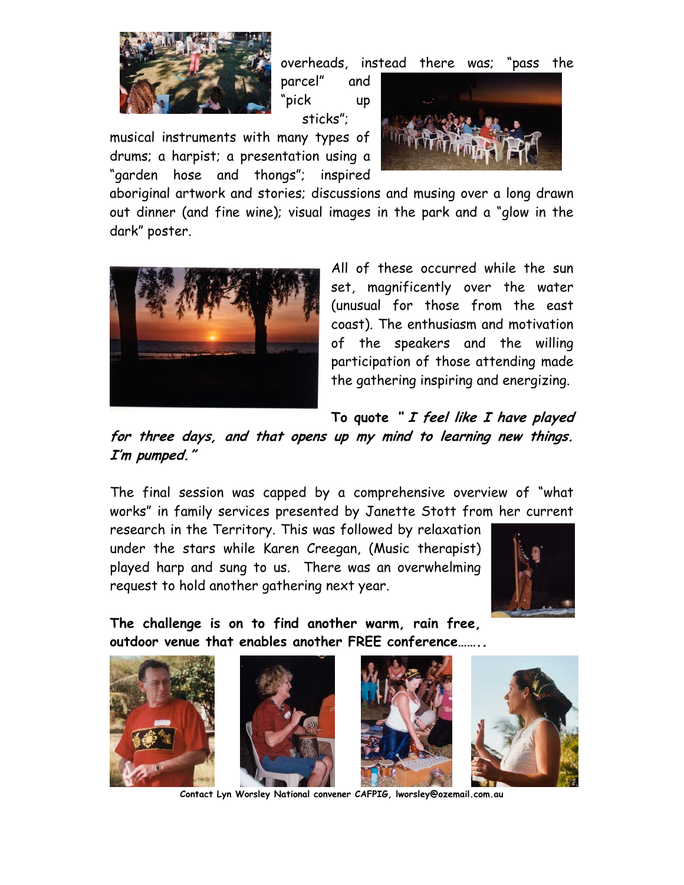overheads, instead there was; "pass the parcel" and "pick up sticks"; musical instruments with many types of drums; a harpist; a presentation using a "garden hose and thongs"; inspired aboriginal artwork and stories; discussions and musing over a long drawn out dinner (and fine wine); visual images in the park and a "glow in the dark" poster.

All of these occurred while the sun set, magnificently over the water (unusual for those from the east coast). The enthusiasm and motivation of the speakers and the willing participation of those attending made the gathering inspiring and energizing.

**To quote "*I feel like I have played for three days, and that opens up my mind to learning new things. I'm pumped.*"**

The final session was capped by a comprehensive overview of "what works" in family services presented by Janette Stott from her current research in the Territory. This was followed by relaxation under the stars while Karen Creegan, (Music therapist) played harp and sung to us. There was an overwhelming request to hold another gathering next year.

**The challenge is on to find another warm, rain free, outdoor venue that enables another FREE conference……..**

**Contact Lyn Worsley National convener CAFPIG, lworsley@ozemail.com.au**